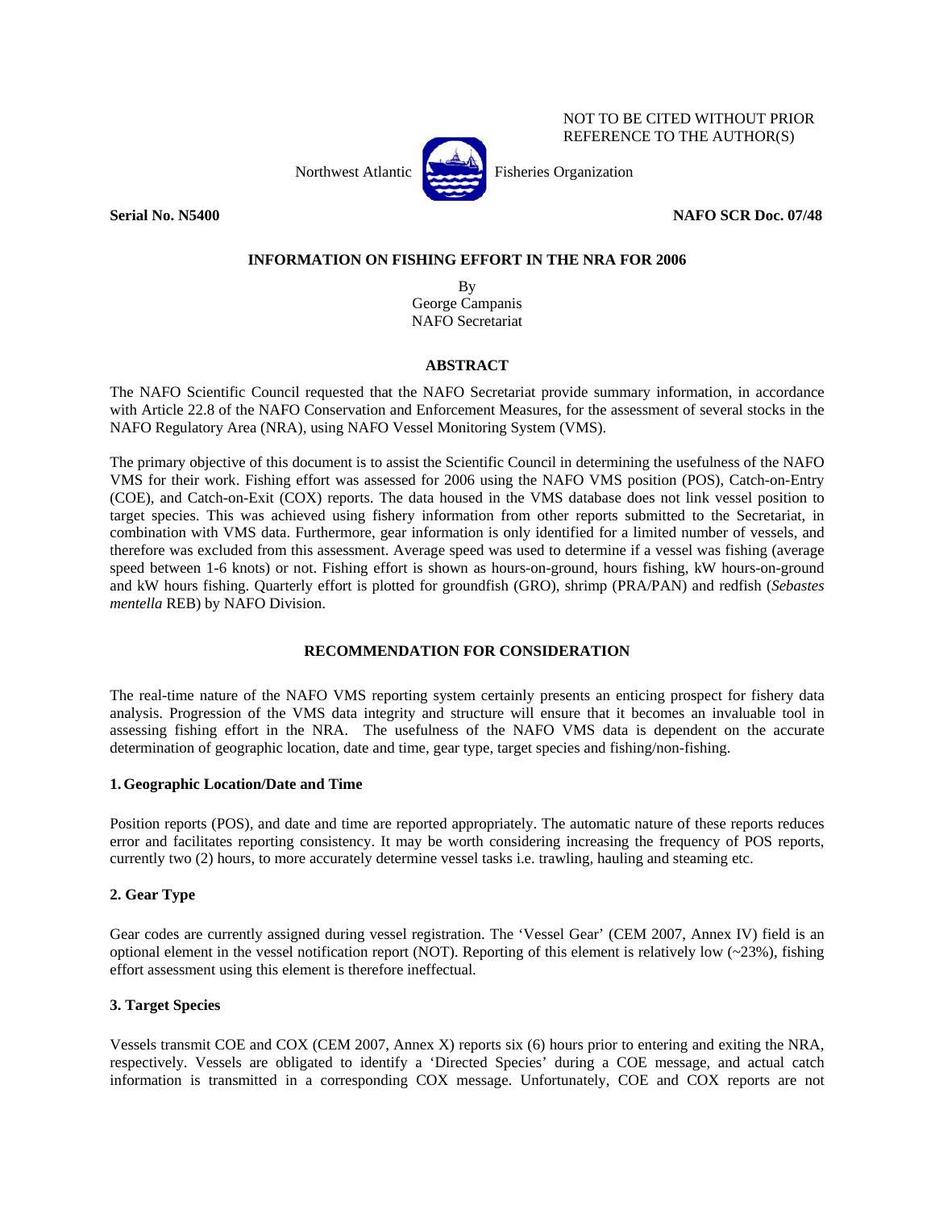NOT TO BE CITED WITHOUT PRIOR REFERENCE TO THE AUTHOR(S)

Northwest Atlantic Fisheries Organization

**Serial No. N5400** **NAFO SCR Doc. 07/48**

# INFORMATION ON FISHING EFFORT IN THE NRA FOR 2006

By
George Campanis
NAFO Secretariat

## ABSTRACT

The NAFO Scientific Council requested that the NAFO Secretariat provide summary information, in accordance with Article 22.8 of the NAFO Conservation and Enforcement Measures, for the assessment of several stocks in the NAFO Regulatory Area (NRA), using NAFO Vessel Monitoring System (VMS).

The primary objective of this document is to assist the Scientific Council in determining the usefulness of the NAFO VMS for their work. Fishing effort was assessed for 2006 using the NAFO VMS position (POS), Catch-on-Entry (COE), and Catch-on-Exit (COX) reports. The data housed in the VMS database does not link vessel position to target species. This was achieved using fishery information from other reports submitted to the Secretariat, in combination with VMS data. Furthermore, gear information is only identified for a limited number of vessels, and therefore was excluded from this assessment. Average speed was used to determine if a vessel was fishing (average speed between 1-6 knots) or not. Fishing effort is shown as hours-on-ground, hours fishing, kW hours-on-ground and kW hours fishing. Quarterly effort is plotted for groundfish (GRO), shrimp (PRA/PAN) and redfish (*Sebastes mentella* REB) by NAFO Division.

## RECOMMENDATION FOR CONSIDERATION

The real-time nature of the NAFO VMS reporting system certainly presents an enticing prospect for fishery data analysis. Progression of the VMS data integrity and structure will ensure that it becomes an invaluable tool in assessing fishing effort in the NRA. The usefulness of the NAFO VMS data is dependent on the accurate determination of geographic location, date and time, gear type, target species and fishing/non-fishing.

### 1. Geographic Location/Date and Time

Position reports (POS), and date and time are reported appropriately. The automatic nature of these reports reduces error and facilitates reporting consistency. It may be worth considering increasing the frequency of POS reports, currently two (2) hours, to more accurately determine vessel tasks i.e. trawling, hauling and steaming etc.

### 2. Gear Type

Gear codes are currently assigned during vessel registration. The 'Vessel Gear' (CEM 2007, Annex IV) field is an optional element in the vessel notification report (NOT). Reporting of this element is relatively low (~23%), fishing effort assessment using this element is therefore ineffectual.

### 3. Target Species

Vessels transmit COE and COX (CEM 2007, Annex X) reports six (6) hours prior to entering and exiting the NRA, respectively. Vessels are obligated to identify a 'Directed Species' during a COE message, and actual catch information is transmitted in a corresponding COX message. Unfortunately, COE and COX reports are not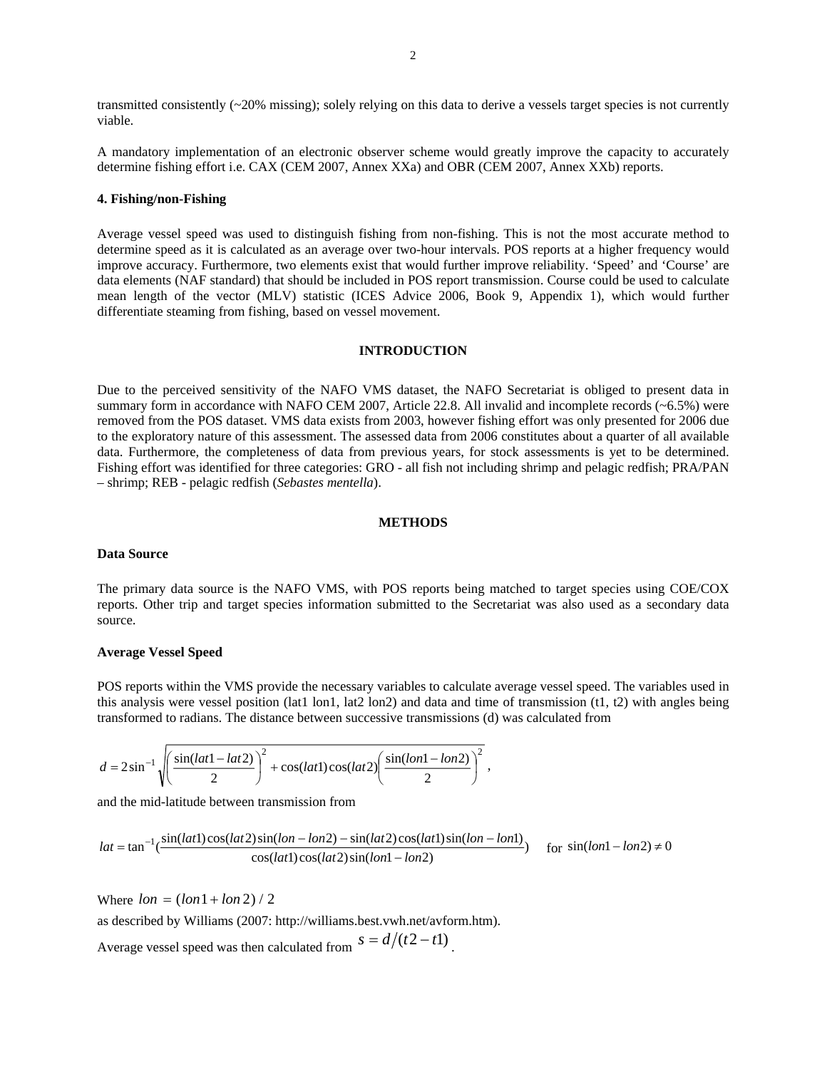transmitted consistently (~20% missing); solely relying on this data to derive a vessels target species is not currently viable.

A mandatory implementation of an electronic observer scheme would greatly improve the capacity to accurately determine fishing effort i.e. CAX (CEM 2007, Annex XXa) and OBR (CEM 2007, Annex XXb) reports.

**4. Fishing/non-Fishing**

Average vessel speed was used to distinguish fishing from non-fishing. This is not the most accurate method to determine speed as it is calculated as an average over two-hour intervals. POS reports at a higher frequency would improve accuracy. Furthermore, two elements exist that would further improve reliability. 'Speed' and 'Course' are data elements (NAF standard) that should be included in POS report transmission. Course could be used to calculate mean length of the vector (MLV) statistic (ICES Advice 2006, Book 9, Appendix 1), which would further differentiate steaming from fishing, based on vessel movement.

## INTRODUCTION

Due to the perceived sensitivity of the NAFO VMS dataset, the NAFO Secretariat is obliged to present data in summary form in accordance with NAFO CEM 2007, Article 22.8. All invalid and incomplete records (~6.5%) were removed from the POS dataset. VMS data exists from 2003, however fishing effort was only presented for 2006 due to the exploratory nature of this assessment. The assessed data from 2006 constitutes about a quarter of all available data. Furthermore, the completeness of data from previous years, for stock assessments is yet to be determined. Fishing effort was identified for three categories: GRO - all fish not including shrimp and pelagic redfish; PRA/PAN – shrimp; REB - pelagic redfish (*Sebastes mentella*).

## METHODS

**Data Source**

The primary data source is the NAFO VMS, with POS reports being matched to target species using COE/COX reports. Other trip and target species information submitted to the Secretariat was also used as a secondary data source.

**Average Vessel Speed**

POS reports within the VMS provide the necessary variables to calculate average vessel speed. The variables used in this analysis were vessel position (lat1 lon1, lat2 lon2) and data and time of transmission (t1, t2) with angles being transformed to radians. The distance between successive transmissions (d) was calculated from

$$d = 2\sin^{-1}\sqrt{\left(\frac{\sin(lat1-lat2)}{2}\right)^2 + \cos(lat1)\cos(lat2)\left(\frac{\sin(lon1-lon2)}{2}\right)^2} \; ,$$

and the mid-latitude between transmission from

$$lat = \tan^{-1}\left(\frac{\sin(lat1)\cos(lat2)\sin(lon-lon2) - \sin(lat2)\cos(lat1)\sin(lon-lon1)}{\cos(lat1)\cos(lat2)\sin(lon1-lon2)}\right) \quad \text{for } \sin(lon1-lon2) \neq 0$$

Where $lon = (lon1 + lon2)/2$

as described by Williams (2007: http://williams.best.vwh.net/avform.htm).

Average vessel speed was then calculated from $s = d/(t2 - t1)$.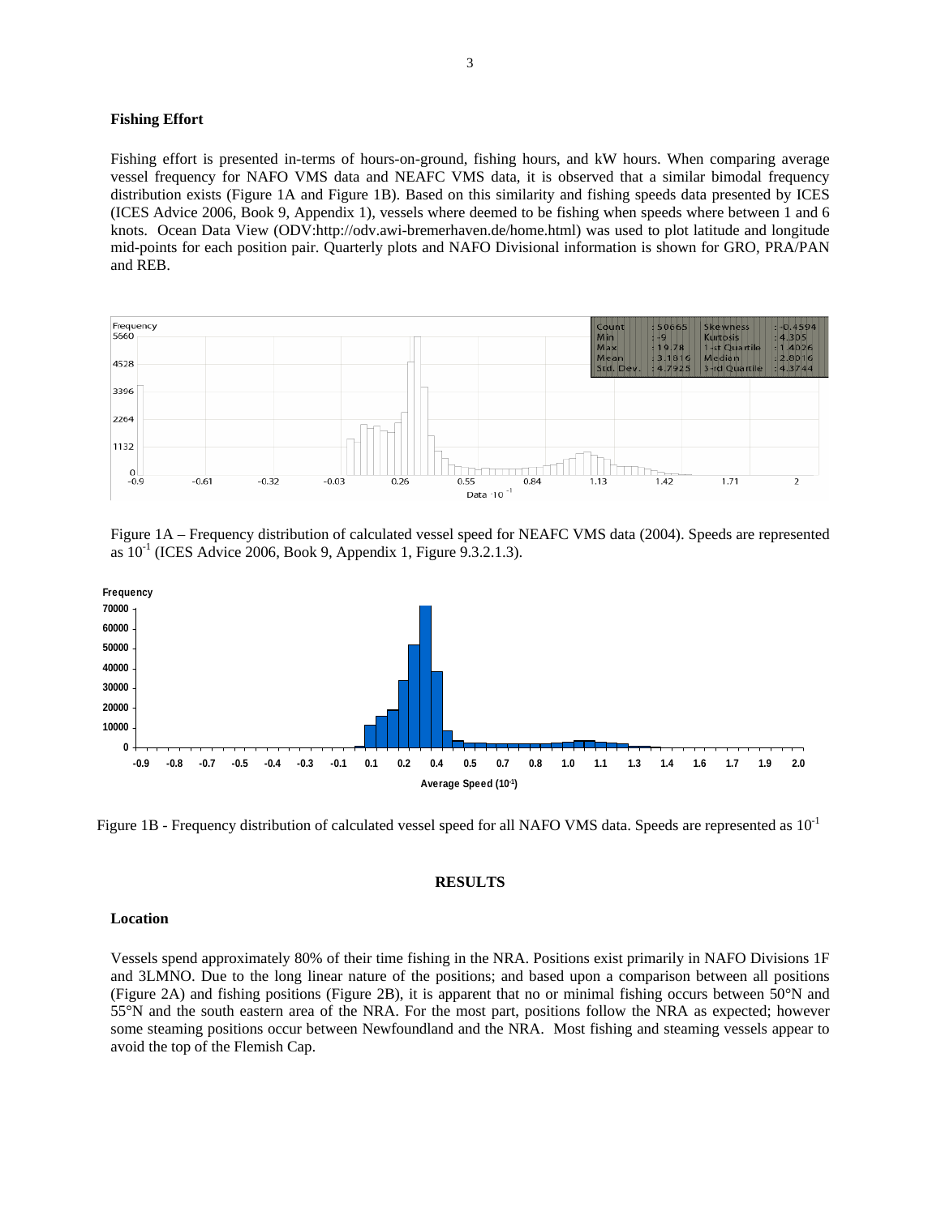### Fishing Effort

Fishing effort is presented in-terms of hours-on-ground, fishing hours, and kW hours. When comparing average vessel frequency for NAFO VMS data and NEAFC VMS data, it is observed that a similar bimodal frequency distribution exists (Figure 1A and Figure 1B). Based on this similarity and fishing speeds data presented by ICES (ICES Advice 2006, Book 9, Appendix 1), vessels where deemed to be fishing when speeds where between 1 and 6 knots. Ocean Data View (ODV:http://odv.awi-bremerhaven.de/home.html) was used to plot latitude and longitude mid-points for each position pair. Quarterly plots and NAFO Divisional information is shown for GRO, PRA/PAN and REB.

Figure 1A – Frequency distribution of calculated vessel speed for NEAFC VMS data (2004). Speeds are represented as $10^{-1}$ (ICES Advice 2006, Book 9, Appendix 1, Figure 9.3.2.1.3).

Figure 1B - Frequency distribution of calculated vessel speed for all NAFO VMS data. Speeds are represented as $10^{-1}$

## RESULTS

### Location

Vessels spend approximately 80% of their time fishing in the NRA. Positions exist primarily in NAFO Divisions 1F and 3LMNO. Due to the long linear nature of the positions; and based upon a comparison between all positions (Figure 2A) and fishing positions (Figure 2B), it is apparent that no or minimal fishing occurs between 50°N and 55°N and the south eastern area of the NRA. For the most part, positions follow the NRA as expected; however some steaming positions occur between Newfoundland and the NRA. Most fishing and steaming vessels appear to avoid the top of the Flemish Cap.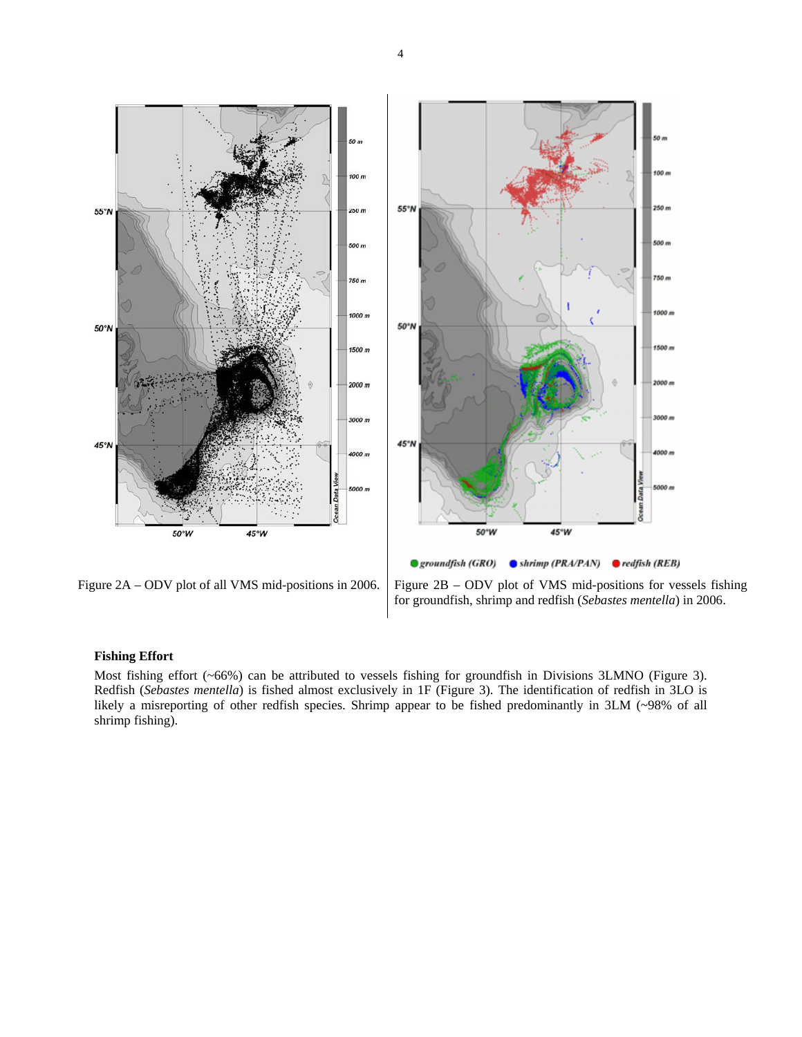Figure 2A – ODV plot of all VMS mid-positions in 2006.

Figure 2B – ODV plot of VMS mid-positions for vessels fishing for groundfish, shrimp and redfish (*Sebastes mentella*) in 2006.

### Fishing Effort

Most fishing effort (~66%) can be attributed to vessels fishing for groundfish in Divisions 3LMNO (Figure 3). Redfish (*Sebastes mentella*) is fished almost exclusively in 1F (Figure 3). The identification of redfish in 3LO is likely a misreporting of other redfish species. Shrimp appear to be fished predominantly in 3LM (~98% of all shrimp fishing).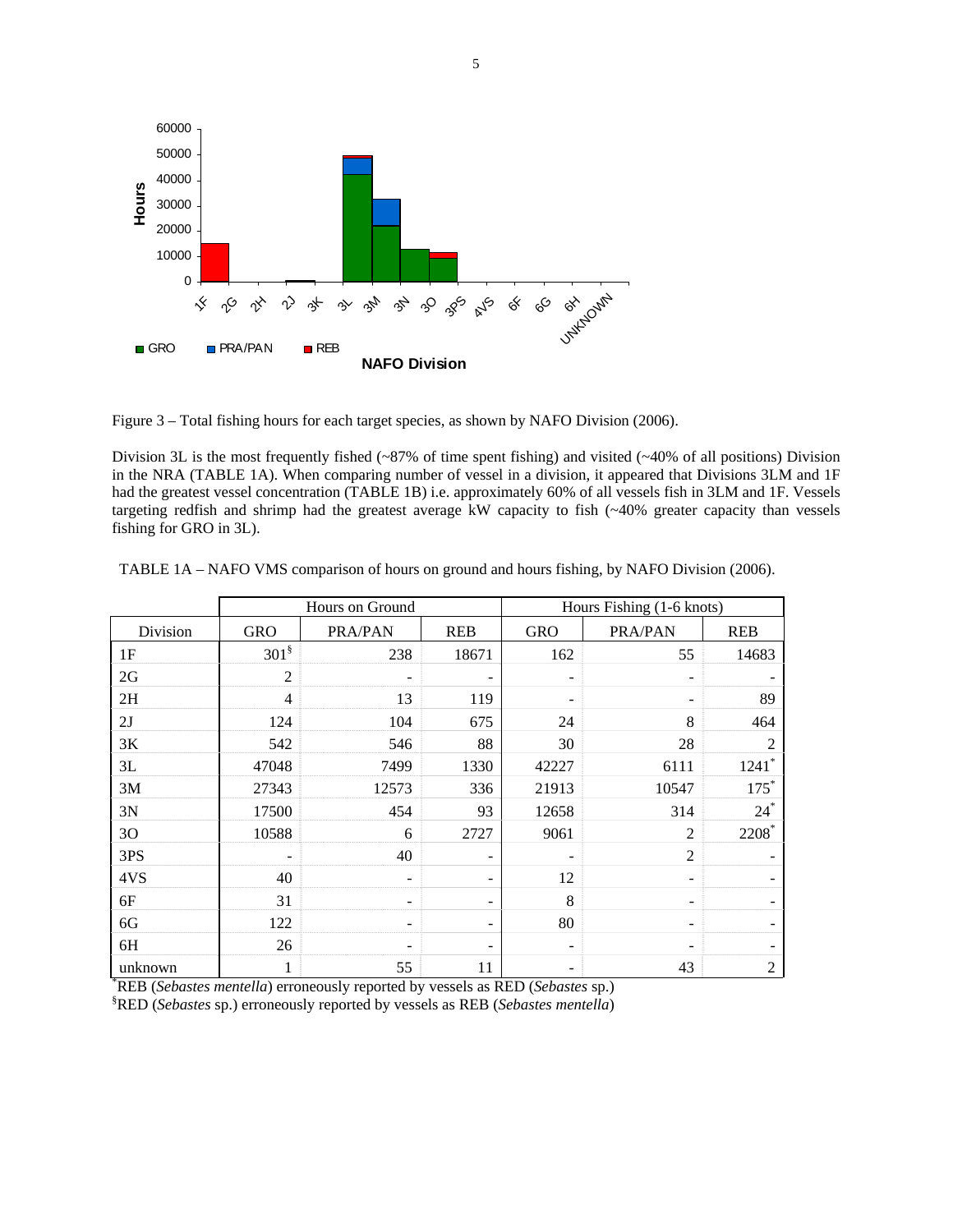Figure 3 – Total fishing hours for each target species, as shown by NAFO Division (2006).

Division 3L is the most frequently fished (~87% of time spent fishing) and visited (~40% of all positions) Division in the NRA (TABLE 1A). When comparing number of vessel in a division, it appeared that Divisions 3LM and 1F had the greatest vessel concentration (TABLE 1B) i.e. approximately 60% of all vessels fish in 3LM and 1F. Vessels targeting redfish and shrimp had the greatest average kW capacity to fish (~40% greater capacity than vessels fishing for GRO in 3L).

TABLE 1A – NAFO VMS comparison of hours on ground and hours fishing, by NAFO Division (2006).

| | Hours on Ground | | | Hours Fishing (1-6 knots) | | |
|---|---|---|---|---|---|---|
| Division | GRO | PRA/PAN | REB | GRO | PRA/PAN | REB |
| 1F | 301§ | 238 | 18671 | 162 | 55 | 14683 |
| 2G | 2 | - | - | - | - | - |
| 2H | 4 | 13 | 119 | - | - | 89 |
| 2J | 124 | 104 | 675 | 24 | 8 | 464 |
| 3K | 542 | 546 | 88 | 30 | 28 | 2 |
| 3L | 47048 | 7499 | 1330 | 42227 | 6111 | 1241* |
| 3M | 27343 | 12573 | 336 | 21913 | 10547 | 175* |
| 3N | 17500 | 454 | 93 | 12658 | 314 | 24* |
| 3O | 10588 | 6 | 2727 | 9061 | 2 | 2208* |
| 3PS | - | 40 | - | - | 2 | - |
| 4VS | 40 | - | - | 12 | - | - |
| 6F | 31 | - | - | 8 | - | - |
| 6G | 122 | - | - | 80 | - | - |
| 6H | 26 | - | - | - | - | - |
| unknown | 1 | 55 | 11 | - | 43 | 2 |

*REB (*Sebastes mentella*) erroneously reported by vessels as RED (*Sebastes* sp.)

§RED (*Sebastes* sp.) erroneously reported by vessels as REB (*Sebastes mentella*)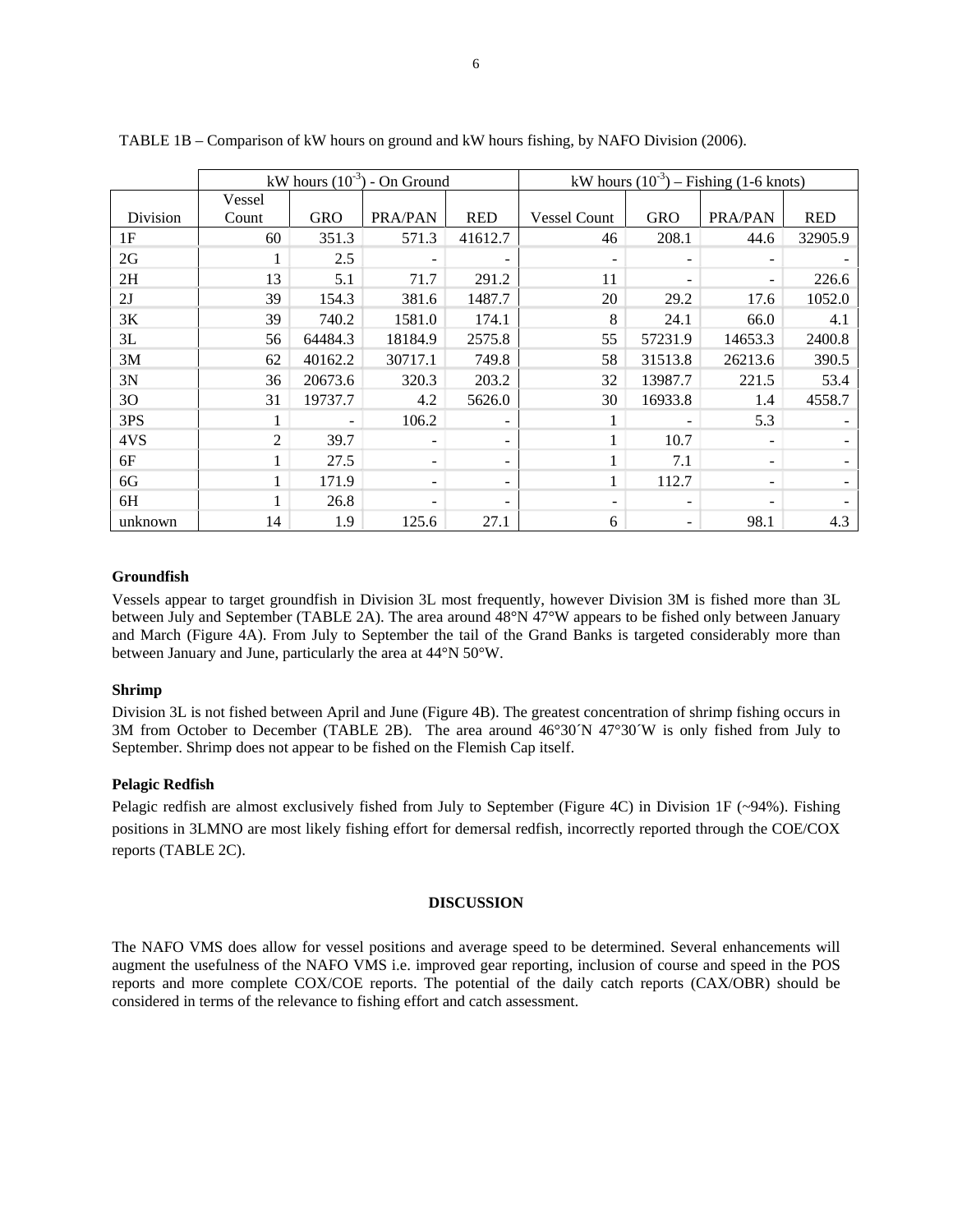TABLE 1B – Comparison of kW hours on ground and kW hours fishing, by NAFO Division (2006).

| | kW hours ($10^{-3}$) - On Ground | | | | kW hours ($10^{-3}$) – Fishing (1-6 knots) | | | |
|---|---|---|---|---|---|---|---|---|
| Division | Vessel Count | GRO | PRA/PAN | RED | Vessel Count | GRO | PRA/PAN | RED |
| 1F | 60 | 351.3 | 571.3 | 41612.7 | 46 | 208.1 | 44.6 | 32905.9 |
| 2G | 1 | 2.5 | - | - | - | - | - | - |
| 2H | 13 | 5.1 | 71.7 | 291.2 | 11 | - | - | 226.6 |
| 2J | 39 | 154.3 | 381.6 | 1487.7 | 20 | 29.2 | 17.6 | 1052.0 |
| 3K | 39 | 740.2 | 1581.0 | 174.1 | 8 | 24.1 | 66.0 | 4.1 |
| 3L | 56 | 64484.3 | 18184.9 | 2575.8 | 55 | 57231.9 | 14653.3 | 2400.8 |
| 3M | 62 | 40162.2 | 30717.1 | 749.8 | 58 | 31513.8 | 26213.6 | 390.5 |
| 3N | 36 | 20673.6 | 320.3 | 203.2 | 32 | 13987.7 | 221.5 | 53.4 |
| 3O | 31 | 19737.7 | 4.2 | 5626.0 | 30 | 16933.8 | 1.4 | 4558.7 |
| 3PS | 1 | - | 106.2 | - | 1 | - | 5.3 | - |
| 4VS | 2 | 39.7 | - | - | 1 | 10.7 | - | - |
| 6F | 1 | 27.5 | - | - | 1 | 7.1 | - | - |
| 6G | 1 | 171.9 | - | - | 1 | 112.7 | - | - |
| 6H | 1 | 26.8 | - | - | - | - | - | - |
| unknown | 14 | 1.9 | 125.6 | 27.1 | 6 | - | 98.1 | 4.3 |

**Groundfish**

Vessels appear to target groundfish in Division 3L most frequently, however Division 3M is fished more than 3L between July and September (TABLE 2A). The area around 48°N 47°W appears to be fished only between January and March (Figure 4A). From July to September the tail of the Grand Banks is targeted considerably more than between January and June, particularly the area at 44°N 50°W.

**Shrimp**

Division 3L is not fished between April and June (Figure 4B). The greatest concentration of shrimp fishing occurs in 3M from October to December (TABLE 2B). The area around 46°30´N 47°30´W is only fished from July to September. Shrimp does not appear to be fished on the Flemish Cap itself.

**Pelagic Redfish**

Pelagic redfish are almost exclusively fished from July to September (Figure 4C) in Division 1F (~94%). Fishing positions in 3LMNO are most likely fishing effort for demersal redfish, incorrectly reported through the COE/COX reports (TABLE 2C).

## DISCUSSION

The NAFO VMS does allow for vessel positions and average speed to be determined. Several enhancements will augment the usefulness of the NAFO VMS i.e. improved gear reporting, inclusion of course and speed in the POS reports and more complete COX/COE reports. The potential of the daily catch reports (CAX/OBR) should be considered in terms of the relevance to fishing effort and catch assessment.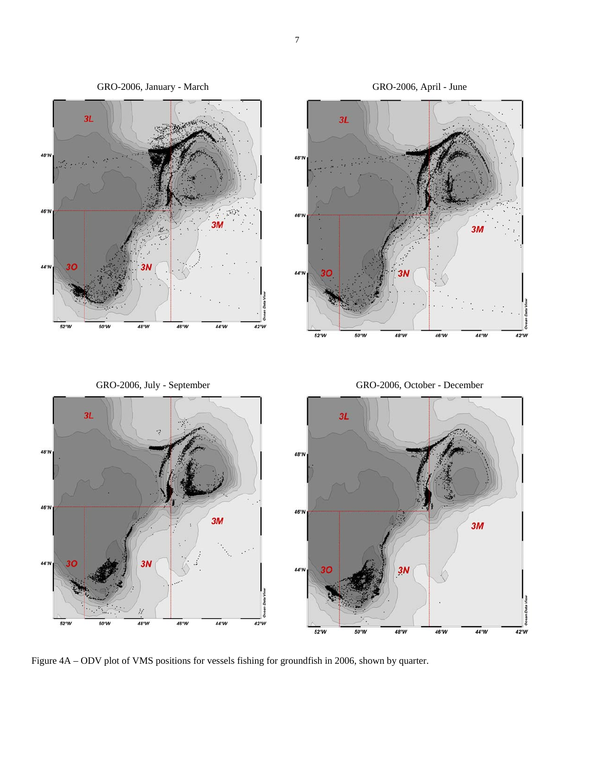GRO-2006, January - March

GRO-2006, April - June

GRO-2006, July - September

GRO-2006, October - December

Figure 4A – ODV plot of VMS positions for vessels fishing for groundfish in 2006, shown by quarter.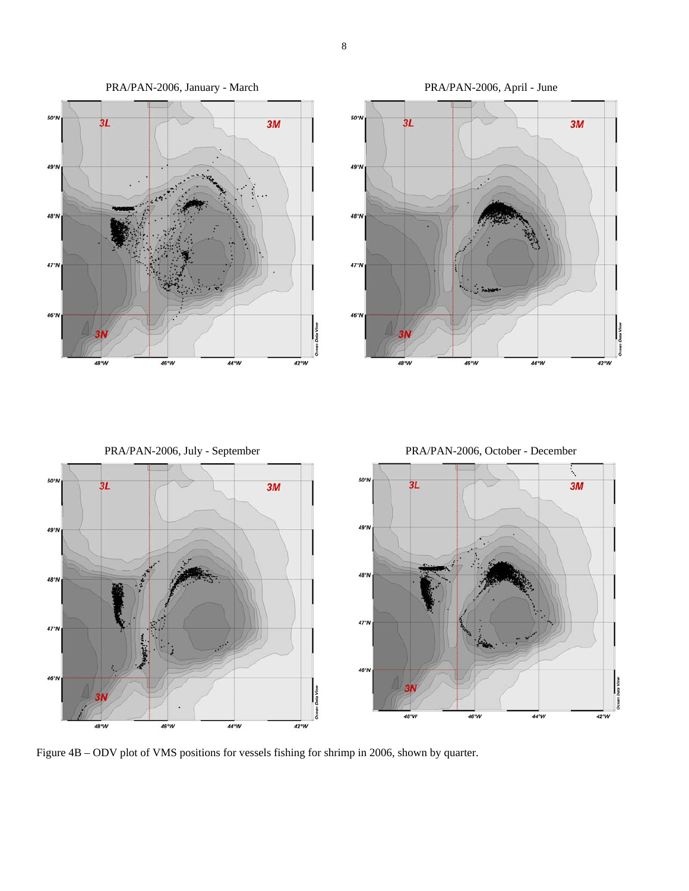Figure 4B – ODV plot of VMS positions for vessels fishing for shrimp in 2006, shown by quarter.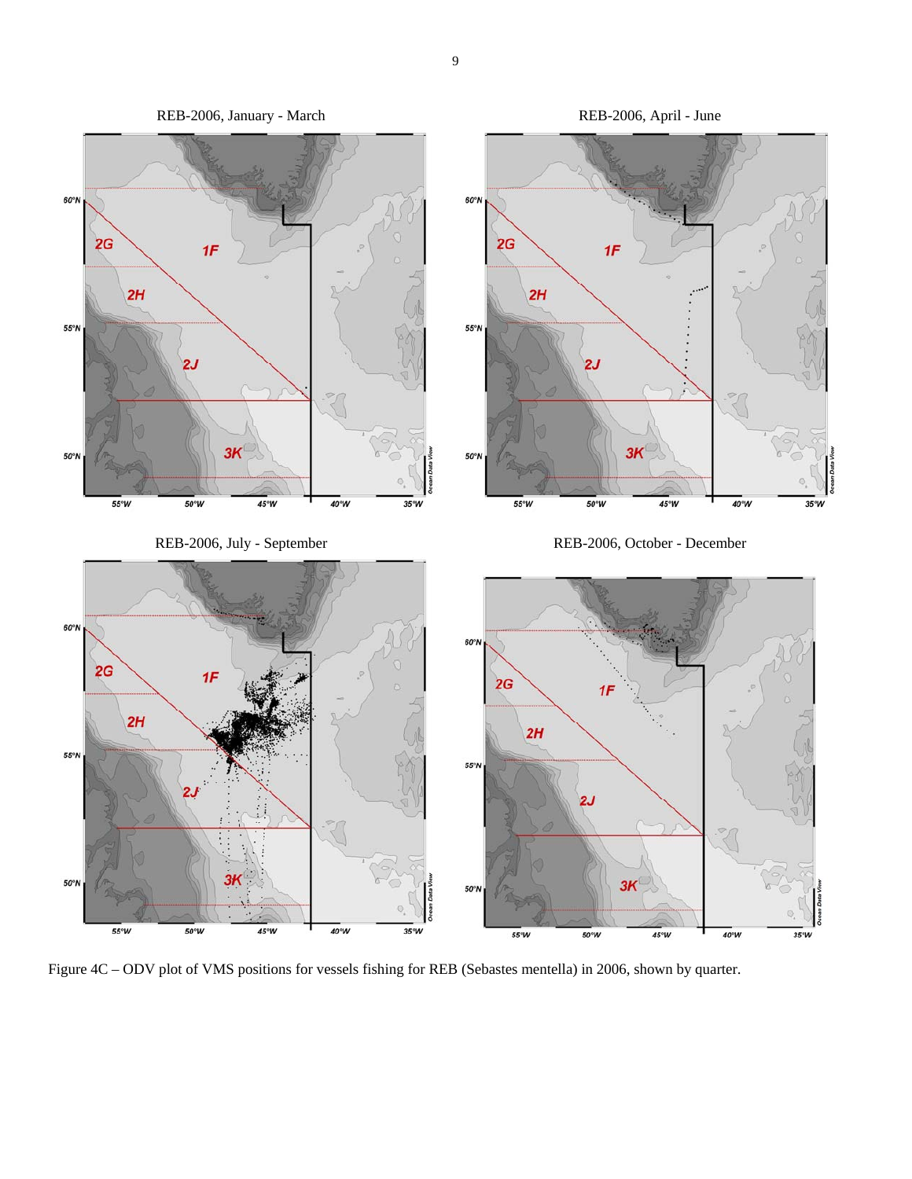REB-2006, January - March

REB-2006, April - June

REB-2006, July - September

REB-2006, October - December

Figure 4C – ODV plot of VMS positions for vessels fishing for REB (Sebastes mentella) in 2006, shown by quarter.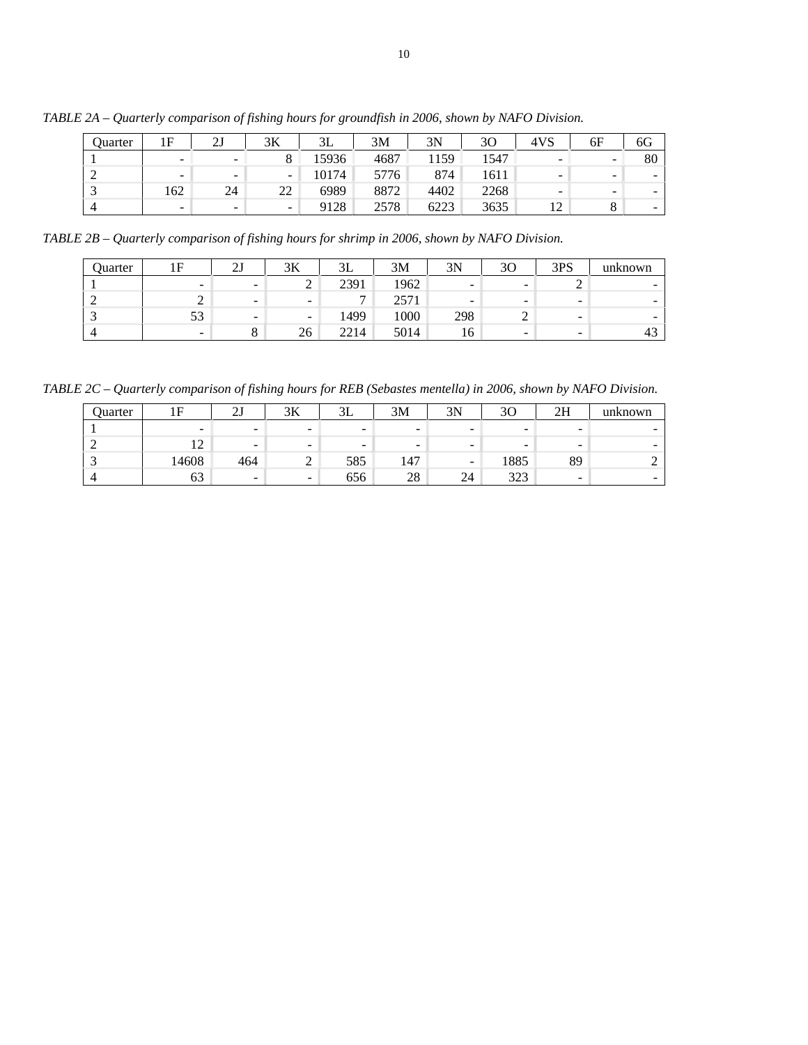*TABLE 2A – Quarterly comparison of fishing hours for groundfish in 2006, shown by NAFO Division.*

| Quarter | 1F | 2J | 3K | 3L | 3M | 3N | 3O | 4VS | 6F | 6G |
|---|---|---|---|---|---|---|---|---|---|---|
| 1 | - | - | 8 | 15936 | 4687 | 1159 | 1547 | - | - | 80 |
| 2 | - | - | - | 10174 | 5776 | 874 | 1611 | - | - | - |
| 3 | 162 | 24 | 22 | 6989 | 8872 | 4402 | 2268 | - | - | - |
| 4 | - | - | - | 9128 | 2578 | 6223 | 3635 | 12 | 8 | - |

*TABLE 2B – Quarterly comparison of fishing hours for shrimp in 2006, shown by NAFO Division.*

| Quarter | 1F | 2J | 3K | 3L | 3M | 3N | 3O | 3PS | unknown |
|---|---|---|---|---|---|---|---|---|---|
| 1 | - | - | 2 | 2391 | 1962 | - | - | 2 | - |
| 2 | 2 | - | - | 7 | 2571 | - | - | - | - |
| 3 | 53 | - | - | 1499 | 1000 | 298 | 2 | - | - |
| 4 | - | 8 | 26 | 2214 | 5014 | 16 | - | - | 43 |

*TABLE 2C – Quarterly comparison of fishing hours for REB (Sebastes mentella) in 2006, shown by NAFO Division.*

| Quarter | 1F | 2J | 3K | 3L | 3M | 3N | 3O | 2H | unknown |
|---|---|---|---|---|---|---|---|---|---|
| 1 | - | - | - | - | - | - | - | - | - |
| 2 | 12 | - | - | - | - | - | - | - | - |
| 3 | 14608 | 464 | 2 | 585 | 147 | - | 1885 | 89 | 2 |
| 4 | 63 | - | - | 656 | 28 | 24 | 323 | - | - |